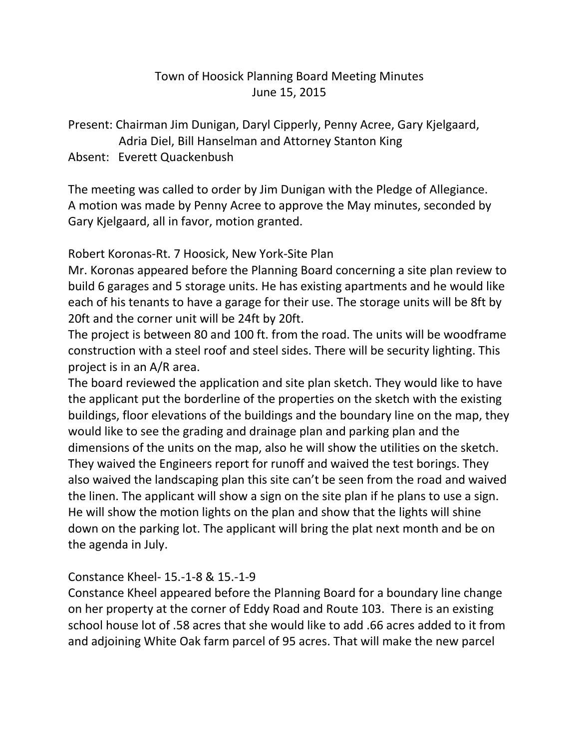# Town of Hoosick Planning Board Meeting Minutes
## June 15, 2015

Present: Chairman Jim Dunigan, Daryl Cipperly, Penny Acree, Gary Kjelgaard, Adria Diel, Bill Hanselman and Attorney Stanton King
Absent: Everett Quackenbush

The meeting was called to order by Jim Dunigan with the Pledge of Allegiance. A motion was made by Penny Acree to approve the May minutes, seconded by Gary Kjelgaard, all in favor, motion granted.

Robert Koronas-Rt. 7 Hoosick, New York-Site Plan
Mr. Koronas appeared before the Planning Board concerning a site plan review to build 6 garages and 5 storage units. He has existing apartments and he would like each of his tenants to have a garage for their use. The storage units will be 8ft by 20ft and the corner unit will be 24ft by 20ft.
The project is between 80 and 100 ft. from the road. The units will be woodframe construction with a steel roof and steel sides. There will be security lighting. This project is in an A/R area.
The board reviewed the application and site plan sketch. They would like to have the applicant put the borderline of the properties on the sketch with the existing buildings, floor elevations of the buildings and the boundary line on the map, they would like to see the grading and drainage plan and parking plan and the dimensions of the units on the map, also he will show the utilities on the sketch. They waived the Engineers report for runoff and waived the test borings. They also waived the landscaping plan this site can't be seen from the road and waived the linen. The applicant will show a sign on the site plan if he plans to use a sign. He will show the motion lights on the plan and show that the lights will shine down on the parking lot. The applicant will bring the plat next month and be on the agenda in July.

Constance Kheel- 15.-1-8 & 15.-1-9
Constance Kheel appeared before the Planning Board for a boundary line change on her property at the corner of Eddy Road and Route 103. There is an existing school house lot of .58 acres that she would like to add .66 acres added to it from and adjoining White Oak farm parcel of 95 acres. That will make the new parcel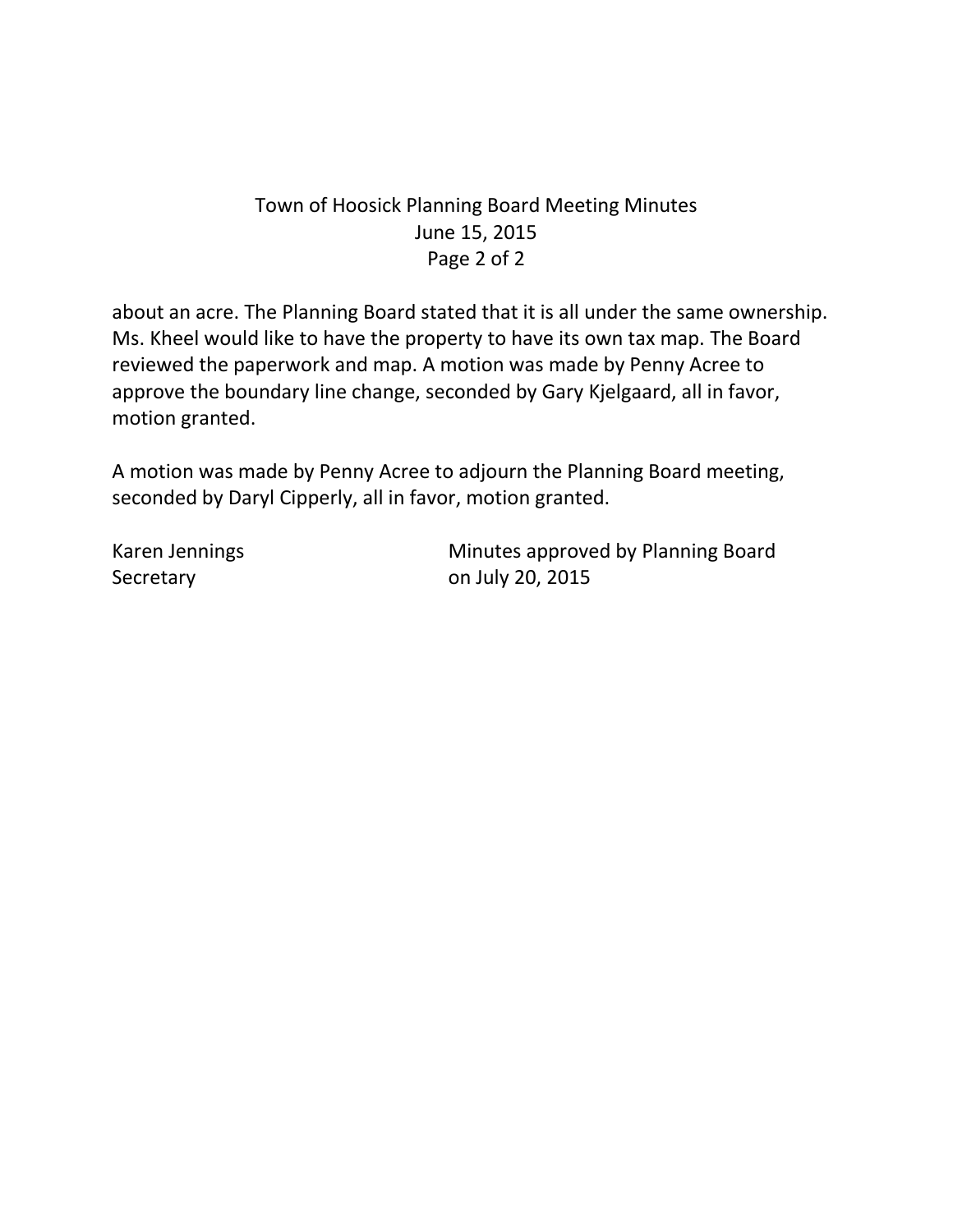about an acre. The Planning Board stated that it is all under the same ownership. Ms. Kheel would like to have the property to have its own tax map. The Board reviewed the paperwork and map. A motion was made by Penny Acree to approve the boundary line change, seconded by Gary Kjelgaard, all in favor, motion granted.

A motion was made by Penny Acree to adjourn the Planning Board meeting, seconded by Daryl Cipperly, all in favor, motion granted.

Karen Jennings
Secretary

Minutes approved by Planning Board
on July 20, 2015